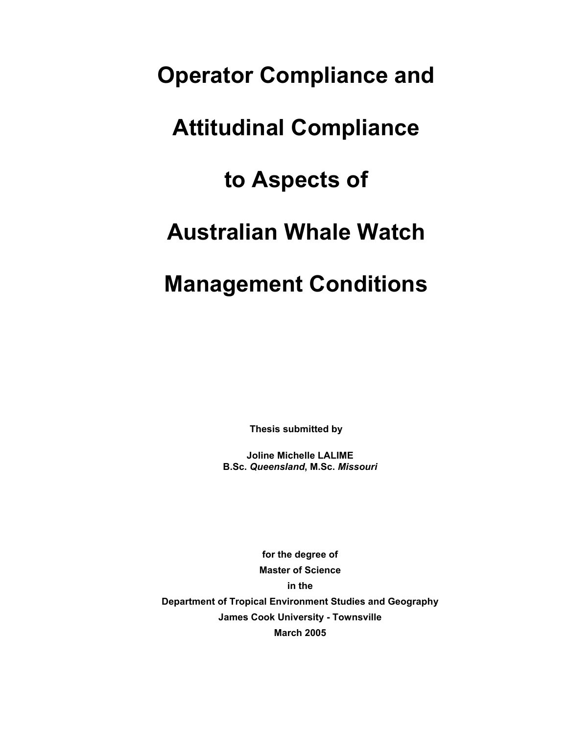# Operator Compliance and Attitudinal Compliance to Aspects of Australian Whale Watch Management Conditions

**Thesis submitted by**

**Joline Michelle LALIME**
**B.Sc. *Queensland*, M.Sc. *Missouri***

**for the degree of**
**Master of Science**
**in the**
**Department of Tropical Environment Studies and Geography**
**James Cook University - Townsville**
**March 2005**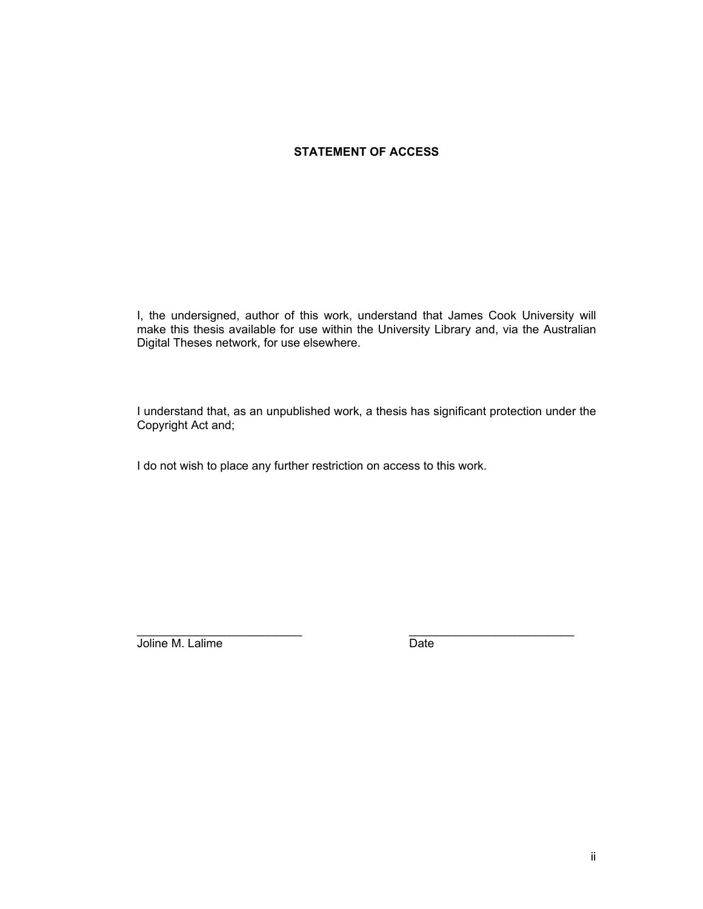## STATEMENT OF ACCESS

I, the undersigned, author of this work, understand that James Cook University will make this thesis available for use within the University Library and, via the Australian Digital Theses network, for use elsewhere.

I understand that, as an unpublished work, a thesis has significant protection under the Copyright Act and;

I do not wish to place any further restriction on access to this work.

_________________________ _________________________

Joline M. Lalime Date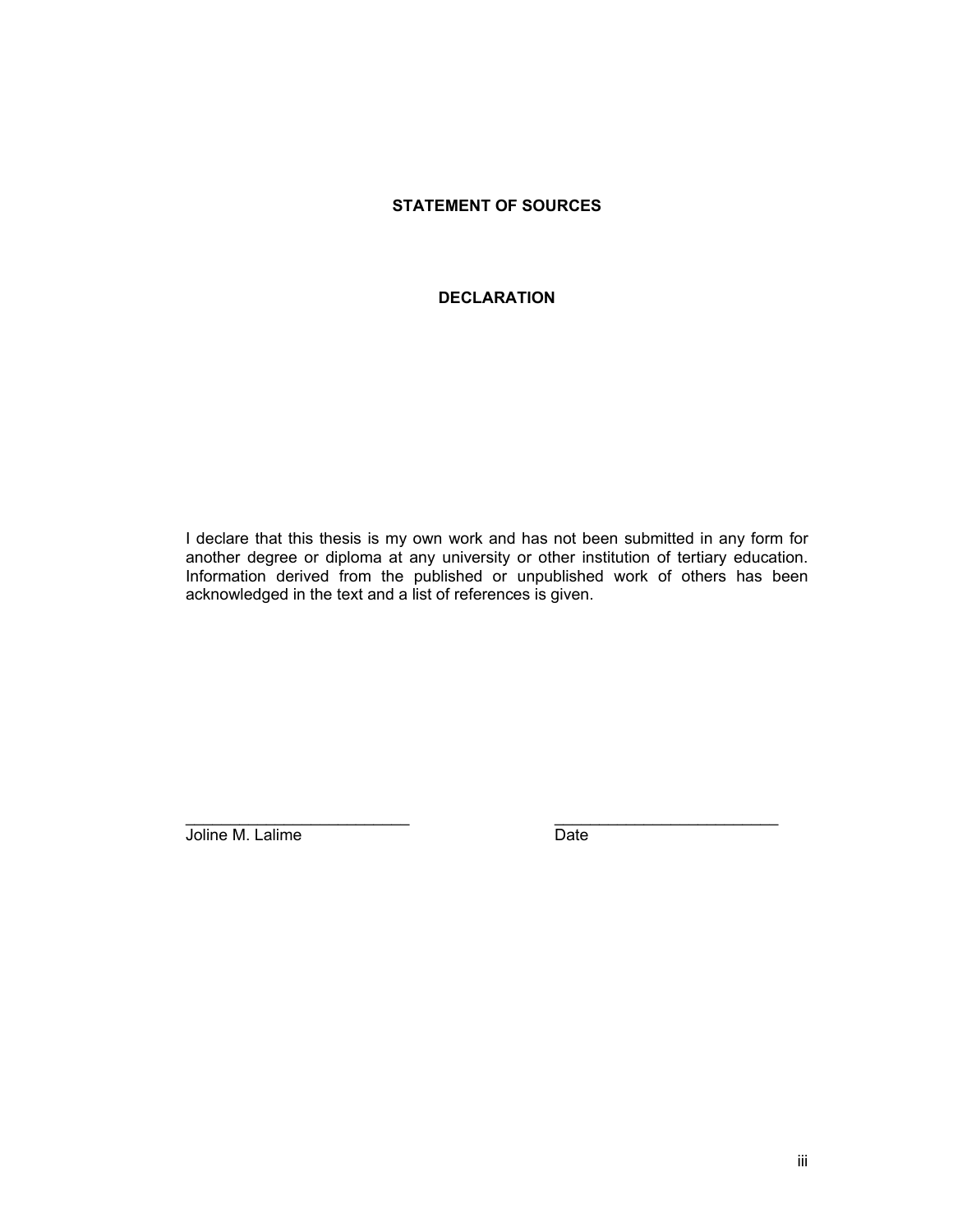## STATEMENT OF SOURCES

## DECLARATION

I declare that this thesis is my own work and has not been submitted in any form for another degree or diploma at any university or other institution of tertiary education. Information derived from the published or unpublished work of others has been acknowledged in the text and a list of references is given.

| ________________________ | ________________________ |
|---|---|
| Joline M. Lalime | Date |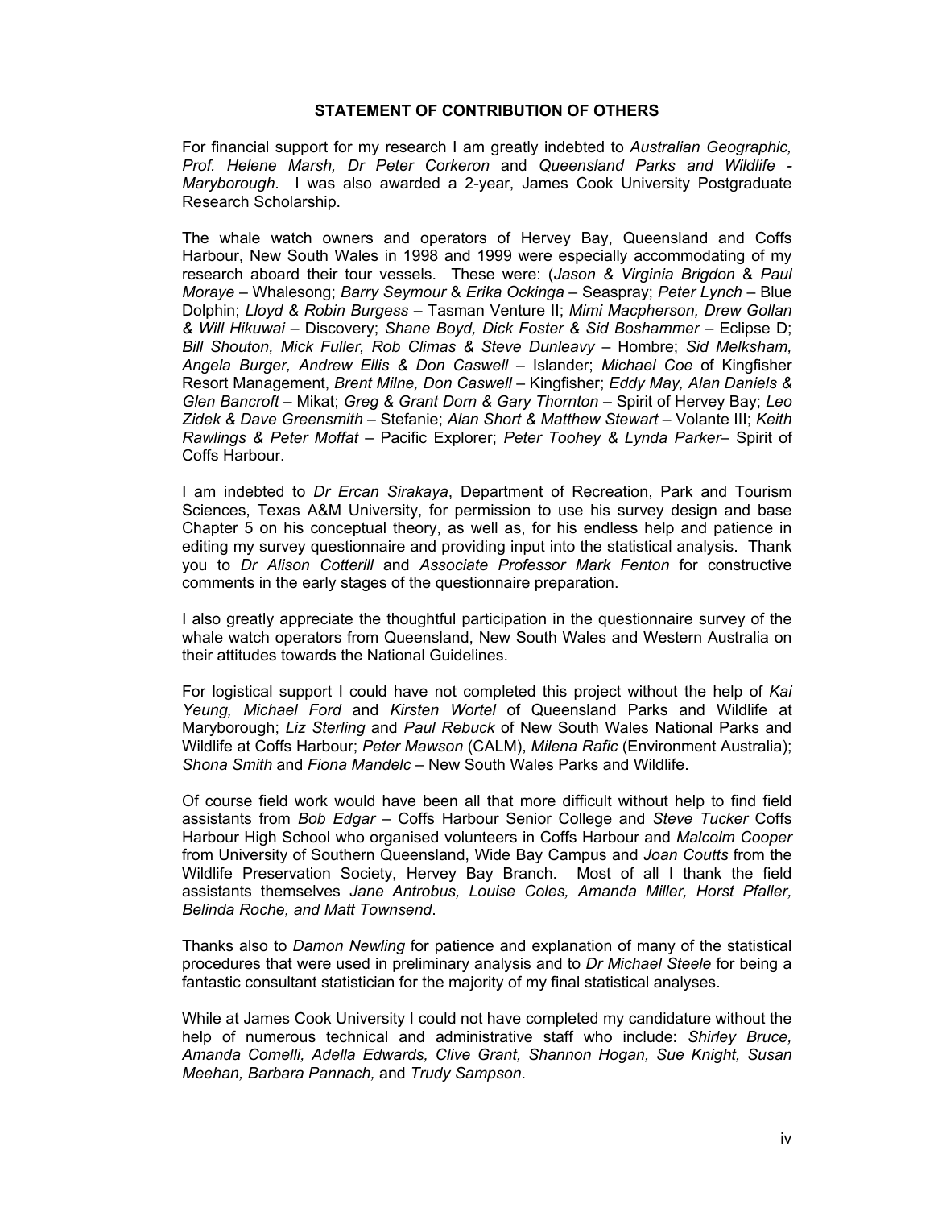## STATEMENT OF CONTRIBUTION OF OTHERS

For financial support for my research I am greatly indebted to *Australian Geographic, Prof. Helene Marsh, Dr Peter Corkeron* and *Queensland Parks and Wildlife - Maryborough*. I was also awarded a 2-year, James Cook University Postgraduate Research Scholarship.

The whale watch owners and operators of Hervey Bay, Queensland and Coffs Harbour, New South Wales in 1998 and 1999 were especially accommodating of my research aboard their tour vessels. These were: (*Jason & Virginia Brigdon* & *Paul Moraye* – Whalesong; *Barry Seymour* & *Erika Ockinga* – Seaspray; *Peter Lynch* – Blue Dolphin; *Lloyd & Robin Burgess* – Tasman Venture II; *Mimi Macpherson, Drew Gollan & Will Hikuwai* – Discovery; *Shane Boyd, Dick Foster & Sid Boshammer* – Eclipse D; *Bill Shouton, Mick Fuller, Rob Climas & Steve Dunleavy* – Hombre; *Sid Melksham, Angela Burger, Andrew Ellis & Don Caswell* – Islander; *Michael Coe* of Kingfisher Resort Management, *Brent Milne, Don Caswell* – Kingfisher; *Eddy May, Alan Daniels & Glen Bancroft* – Mikat; *Greg & Grant Dorn & Gary Thornton* – Spirit of Hervey Bay; *Leo Zidek & Dave Greensmith* – Stefanie; *Alan Short & Matthew Stewart* – Volante III; *Keith Rawlings & Peter Moffat* – Pacific Explorer; *Peter Toohey & Lynda Parker*– Spirit of Coffs Harbour.

I am indebted to *Dr Ercan Sirakaya*, Department of Recreation, Park and Tourism Sciences, Texas A&M University, for permission to use his survey design and base Chapter 5 on his conceptual theory, as well as, for his endless help and patience in editing my survey questionnaire and providing input into the statistical analysis. Thank you to *Dr Alison Cotterill* and *Associate Professor Mark Fenton* for constructive comments in the early stages of the questionnaire preparation.

I also greatly appreciate the thoughtful participation in the questionnaire survey of the whale watch operators from Queensland, New South Wales and Western Australia on their attitudes towards the National Guidelines.

For logistical support I could have not completed this project without the help of *Kai Yeung, Michael Ford* and *Kirsten Wortel* of Queensland Parks and Wildlife at Maryborough; *Liz Sterling* and *Paul Rebuck* of New South Wales National Parks and Wildlife at Coffs Harbour; *Peter Mawson* (CALM), *Milena Rafic* (Environment Australia); *Shona Smith* and *Fiona Mandelc* – New South Wales Parks and Wildlife.

Of course field work would have been all that more difficult without help to find field assistants from *Bob Edgar* – Coffs Harbour Senior College and *Steve Tucker* Coffs Harbour High School who organised volunteers in Coffs Harbour and *Malcolm Cooper* from University of Southern Queensland, Wide Bay Campus and *Joan Coutts* from the Wildlife Preservation Society, Hervey Bay Branch. Most of all I thank the field assistants themselves *Jane Antrobus, Louise Coles, Amanda Miller, Horst Pfaller, Belinda Roche, and Matt Townsend*.

Thanks also to *Damon Newling* for patience and explanation of many of the statistical procedures that were used in preliminary analysis and to *Dr Michael Steele* for being a fantastic consultant statistician for the majority of my final statistical analyses.

While at James Cook University I could not have completed my candidature without the help of numerous technical and administrative staff who include: *Shirley Bruce, Amanda Comelli, Adella Edwards, Clive Grant, Shannon Hogan, Sue Knight, Susan Meehan, Barbara Pannach,* and *Trudy Sampson*.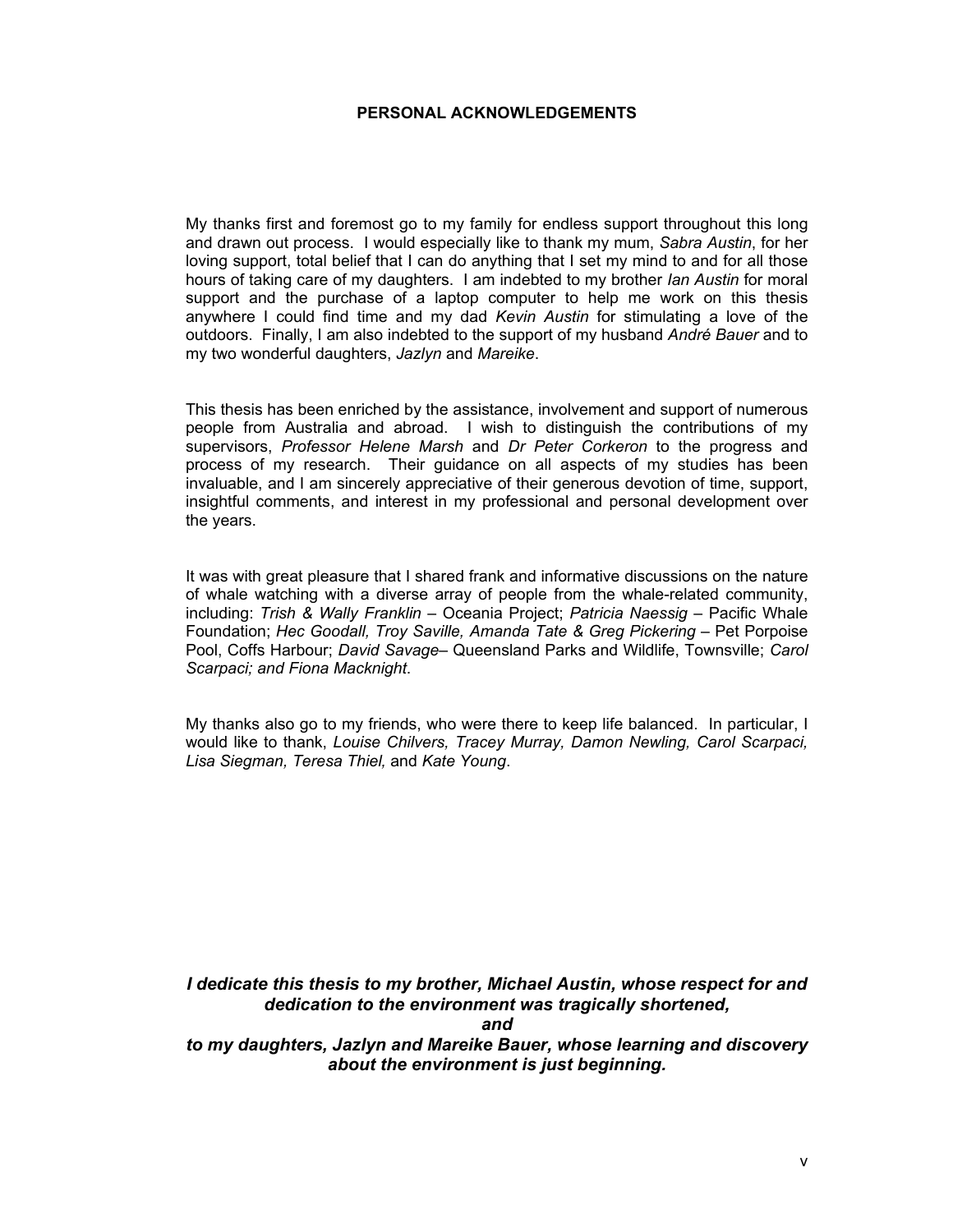# PERSONAL ACKNOWLEDGEMENTS

My thanks first and foremost go to my family for endless support throughout this long and drawn out process. I would especially like to thank my mum, *Sabra Austin*, for her loving support, total belief that I can do anything that I set my mind to and for all those hours of taking care of my daughters. I am indebted to my brother *Ian Austin* for moral support and the purchase of a laptop computer to help me work on this thesis anywhere I could find time and my dad *Kevin Austin* for stimulating a love of the outdoors. Finally, I am also indebted to the support of my husband *André Bauer* and to my two wonderful daughters, *Jazlyn* and *Mareike*.

This thesis has been enriched by the assistance, involvement and support of numerous people from Australia and abroad. I wish to distinguish the contributions of my supervisors, *Professor Helene Marsh* and *Dr Peter Corkeron* to the progress and process of my research. Their guidance on all aspects of my studies has been invaluable, and I am sincerely appreciative of their generous devotion of time, support, insightful comments, and interest in my professional and personal development over the years.

It was with great pleasure that I shared frank and informative discussions on the nature of whale watching with a diverse array of people from the whale-related community, including: *Trish & Wally Franklin* – Oceania Project; *Patricia Naessig* – Pacific Whale Foundation; *Hec Goodall, Troy Saville, Amanda Tate & Greg Pickering* – Pet Porpoise Pool, Coffs Harbour; *David Savage*– Queensland Parks and Wildlife, Townsville; *Carol Scarpaci; and Fiona Macknight*.

My thanks also go to my friends, who were there to keep life balanced. In particular, I would like to thank, *Louise Chilvers, Tracey Murray, Damon Newling, Carol Scarpaci, Lisa Siegman, Teresa Thiel,* and *Kate Young*.

***I dedicate this thesis to my brother, Michael Austin, whose respect for and dedication to the environment was tragically shortened,***
***and***
***to my daughters, Jazlyn and Mareike Bauer, whose learning and discovery about the environment is just beginning.***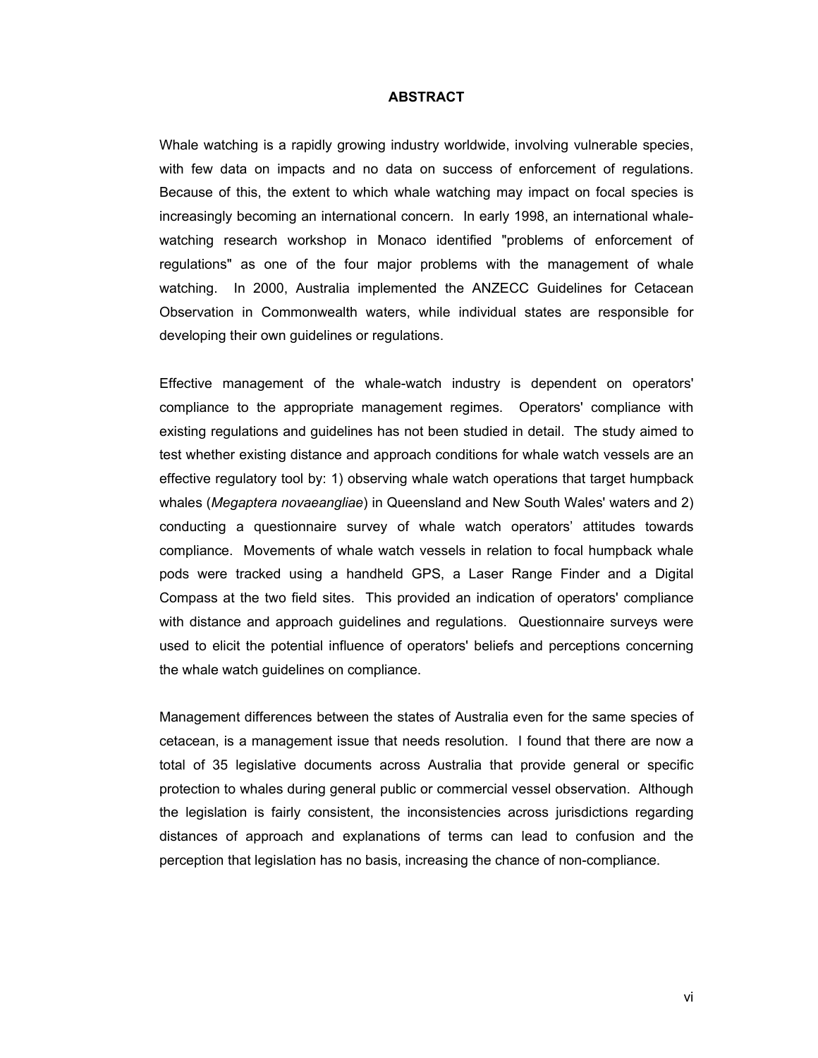## ABSTRACT

Whale watching is a rapidly growing industry worldwide, involving vulnerable species, with few data on impacts and no data on success of enforcement of regulations. Because of this, the extent to which whale watching may impact on focal species is increasingly becoming an international concern. In early 1998, an international whale-watching research workshop in Monaco identified "problems of enforcement of regulations" as one of the four major problems with the management of whale watching. In 2000, Australia implemented the ANZECC Guidelines for Cetacean Observation in Commonwealth waters, while individual states are responsible for developing their own guidelines or regulations.

Effective management of the whale-watch industry is dependent on operators' compliance to the appropriate management regimes. Operators' compliance with existing regulations and guidelines has not been studied in detail. The study aimed to test whether existing distance and approach conditions for whale watch vessels are an effective regulatory tool by: 1) observing whale watch operations that target humpback whales (*Megaptera novaeangliae*) in Queensland and New South Wales' waters and 2) conducting a questionnaire survey of whale watch operators' attitudes towards compliance. Movements of whale watch vessels in relation to focal humpback whale pods were tracked using a handheld GPS, a Laser Range Finder and a Digital Compass at the two field sites. This provided an indication of operators' compliance with distance and approach guidelines and regulations. Questionnaire surveys were used to elicit the potential influence of operators' beliefs and perceptions concerning the whale watch guidelines on compliance.

Management differences between the states of Australia even for the same species of cetacean, is a management issue that needs resolution. I found that there are now a total of 35 legislative documents across Australia that provide general or specific protection to whales during general public or commercial vessel observation. Although the legislation is fairly consistent, the inconsistencies across jurisdictions regarding distances of approach and explanations of terms can lead to confusion and the perception that legislation has no basis, increasing the chance of non-compliance.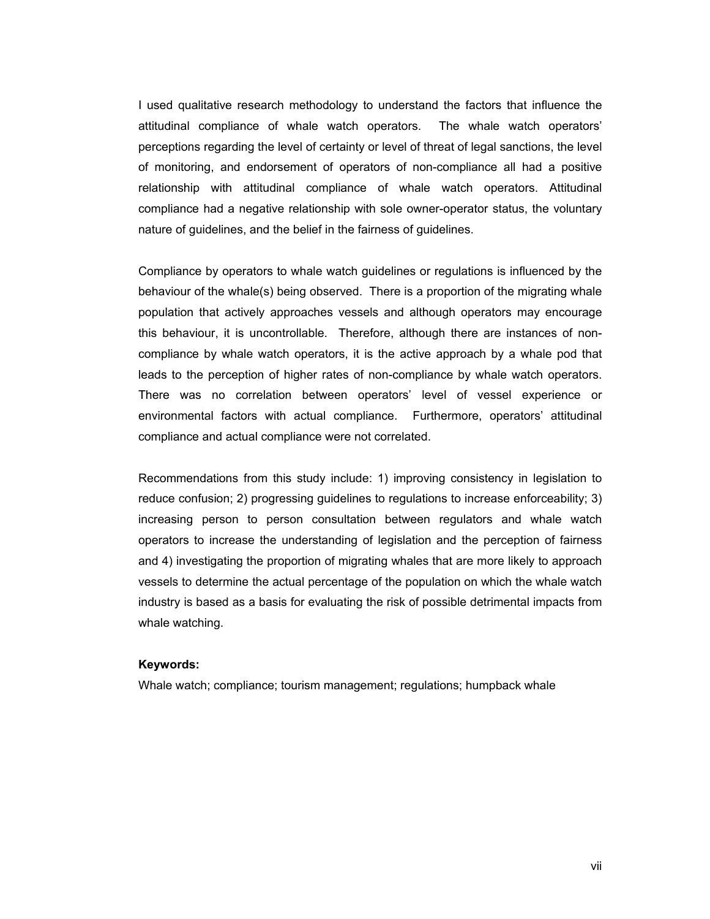I used qualitative research methodology to understand the factors that influence the attitudinal compliance of whale watch operators. The whale watch operators' perceptions regarding the level of certainty or level of threat of legal sanctions, the level of monitoring, and endorsement of operators of non-compliance all had a positive relationship with attitudinal compliance of whale watch operators. Attitudinal compliance had a negative relationship with sole owner-operator status, the voluntary nature of guidelines, and the belief in the fairness of guidelines.

Compliance by operators to whale watch guidelines or regulations is influenced by the behaviour of the whale(s) being observed. There is a proportion of the migrating whale population that actively approaches vessels and although operators may encourage this behaviour, it is uncontrollable. Therefore, although there are instances of non-compliance by whale watch operators, it is the active approach by a whale pod that leads to the perception of higher rates of non-compliance by whale watch operators. There was no correlation between operators' level of vessel experience or environmental factors with actual compliance. Furthermore, operators' attitudinal compliance and actual compliance were not correlated.

Recommendations from this study include: 1) improving consistency in legislation to reduce confusion; 2) progressing guidelines to regulations to increase enforceability; 3) increasing person to person consultation between regulators and whale watch operators to increase the understanding of legislation and the perception of fairness and 4) investigating the proportion of migrating whales that are more likely to approach vessels to determine the actual percentage of the population on which the whale watch industry is based as a basis for evaluating the risk of possible detrimental impacts from whale watching.

**Keywords:**
Whale watch; compliance; tourism management; regulations; humpback whale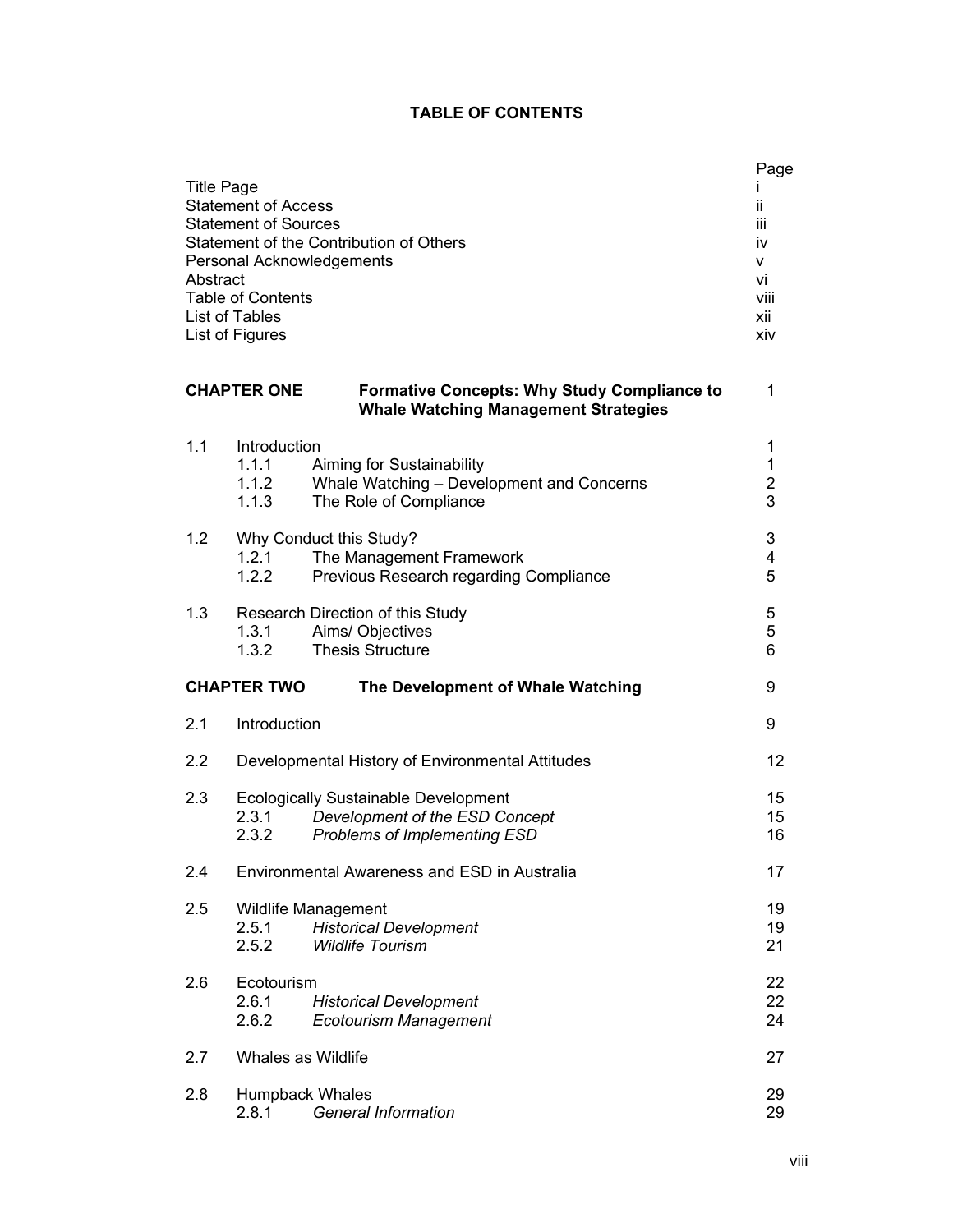# TABLE OF CONTENTS

| | | Page |
|---|---|---|
| Title Page | | i |
| Statement of Access | | ii |
| Statement of Sources | | iii |
| Statement of the Contribution of Others | | iv |
| Personal Acknowledgements | | v |
| Abstract | | vi |
| Table of Contents | | viii |
| List of Tables | | xii |
| List of Figures | | xiv |
| **CHAPTER ONE** | **Formative Concepts: Why Study Compliance to Whale Watching Management Strategies** | 1 |
| 1.1 | Introduction | 1 |
| | 1.1.1 Aiming for Sustainability | 1 |
| | 1.1.2 Whale Watching – Development and Concerns | 2 |
| | 1.1.3 The Role of Compliance | 3 |
| 1.2 | Why Conduct this Study? | 3 |
| | 1.2.1 The Management Framework | 4 |
| | 1.2.2 Previous Research regarding Compliance | 5 |
| 1.3 | Research Direction of this Study | 5 |
| | 1.3.1 Aims/ Objectives | 5 |
| | 1.3.2 Thesis Structure | 6 |
| **CHAPTER TWO** | **The Development of Whale Watching** | 9 |
| 2.1 | Introduction | 9 |
| 2.2 | Developmental History of Environmental Attitudes | 12 |
| 2.3 | Ecologically Sustainable Development | 15 |
| | 2.3.1 *Development of the ESD Concept* | 15 |
| | 2.3.2 *Problems of Implementing ESD* | 16 |
| 2.4 | Environmental Awareness and ESD in Australia | 17 |
| 2.5 | Wildlife Management | 19 |
| | 2.5.1 *Historical Development* | 19 |
| | 2.5.2 *Wildlife Tourism* | 21 |
| 2.6 | Ecotourism | 22 |
| | 2.6.1 *Historical Development* | 22 |
| | 2.6.2 *Ecotourism Management* | 24 |
| 2.7 | Whales as Wildlife | 27 |
| 2.8 | Humpback Whales | 29 |
| | 2.8.1 *General Information* | 29 |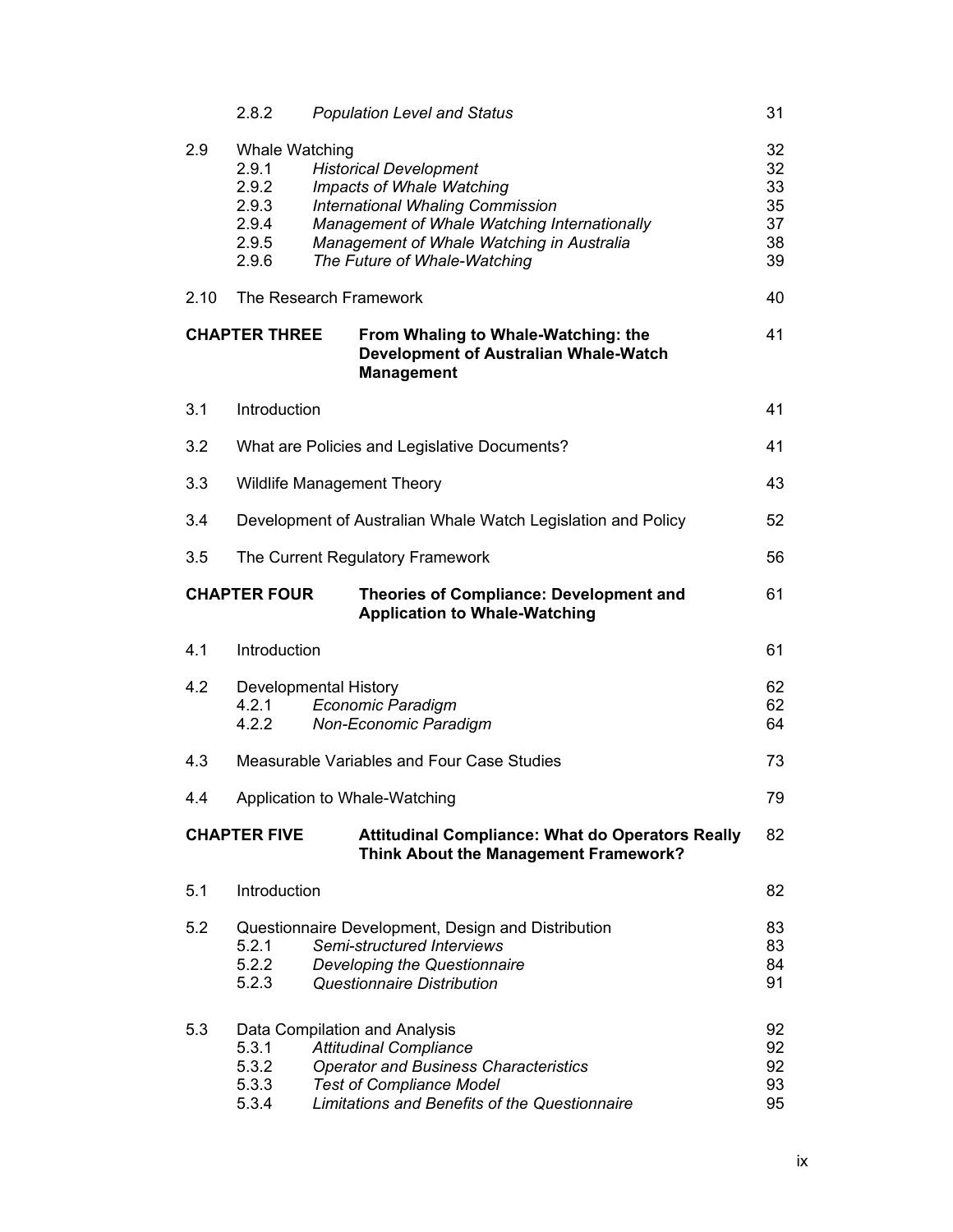| | | | |
|---|---|---|---|
| | 2.8.2 | *Population Level and Status* | 31 |
| 2.9 | Whale Watching | | 32 |
| | 2.9.1 | *Historical Development* | 32 |
| | 2.9.2 | *Impacts of Whale Watching* | 33 |
| | 2.9.3 | *International Whaling Commission* | 35 |
| | 2.9.4 | *Management of Whale Watching Internationally* | 37 |
| | 2.9.5 | *Management of Whale Watching in Australia* | 38 |
| | 2.9.6 | *The Future of Whale-Watching* | 39 |
| 2.10 | The Research Framework | | 40 |
| **CHAPTER THREE** | | **From Whaling to Whale-Watching: the Development of Australian Whale-Watch Management** | 41 |
| 3.1 | Introduction | | 41 |
| 3.2 | What are Policies and Legislative Documents? | | 41 |
| 3.3 | Wildlife Management Theory | | 43 |
| 3.4 | Development of Australian Whale Watch Legislation and Policy | | 52 |
| 3.5 | The Current Regulatory Framework | | 56 |
| **CHAPTER FOUR** | | **Theories of Compliance: Development and Application to Whale-Watching** | 61 |
| 4.1 | Introduction | | 61 |
| 4.2 | Developmental History | | 62 |
| | 4.2.1 | *Economic Paradigm* | 62 |
| | 4.2.2 | *Non-Economic Paradigm* | 64 |
| 4.3 | Measurable Variables and Four Case Studies | | 73 |
| 4.4 | Application to Whale-Watching | | 79 |
| **CHAPTER FIVE** | | **Attitudinal Compliance: What do Operators Really Think About the Management Framework?** | 82 |
| 5.1 | Introduction | | 82 |
| 5.2 | Questionnaire Development, Design and Distribution | | 83 |
| | 5.2.1 | *Semi-structured Interviews* | 83 |
| | 5.2.2 | *Developing the Questionnaire* | 84 |
| | 5.2.3 | *Questionnaire Distribution* | 91 |
| 5.3 | Data Compilation and Analysis | | 92 |
| | 5.3.1 | *Attitudinal Compliance* | 92 |
| | 5.3.2 | *Operator and Business Characteristics* | 92 |
| | 5.3.3 | *Test of Compliance Model* | 93 |
| | 5.3.4 | *Limitations and Benefits of the Questionnaire* | 95 |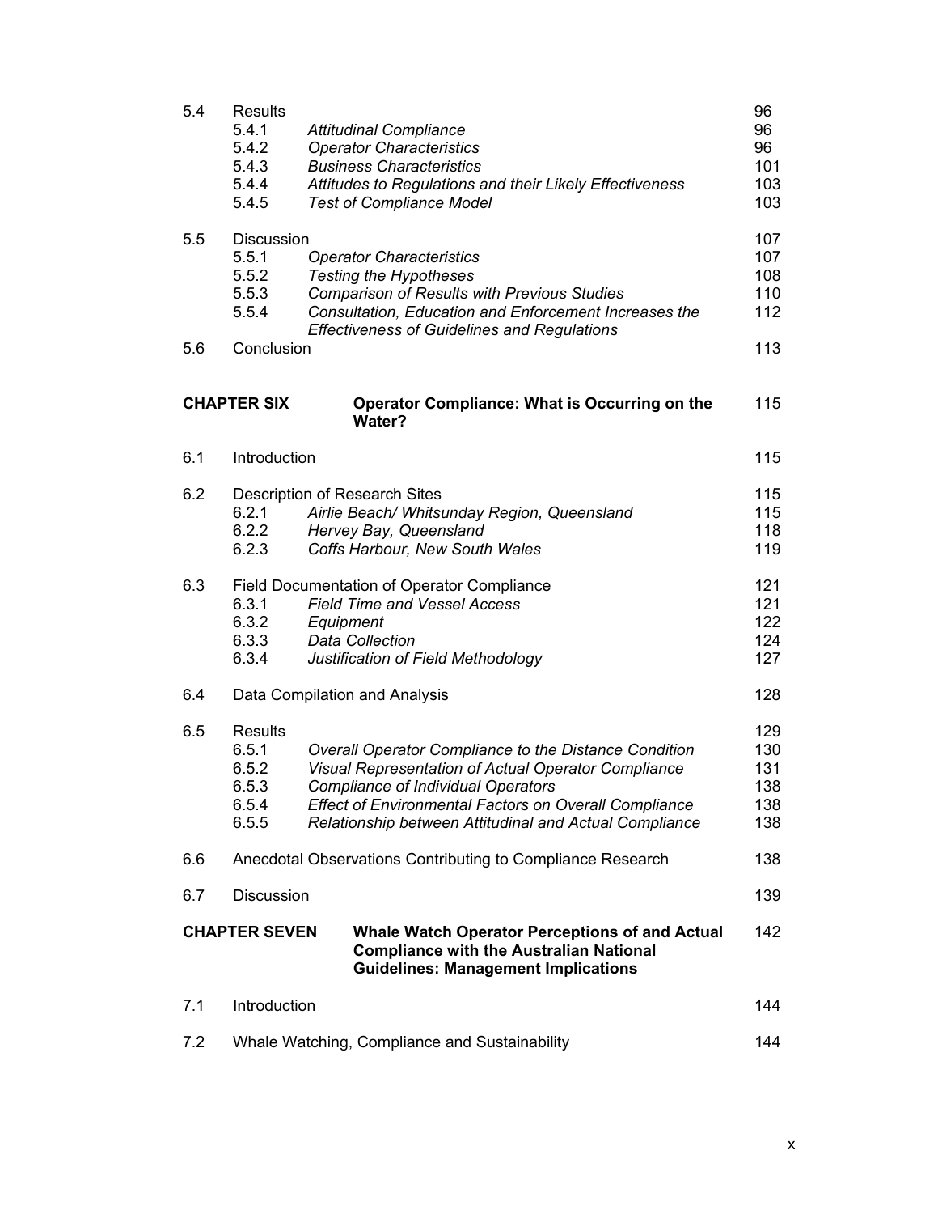| | | | |
|---|---|---|---|
| 5.4 | Results | | 96 |
| | 5.4.1 | *Attitudinal Compliance* | 96 |
| | 5.4.2 | *Operator Characteristics* | 96 |
| | 5.4.3 | *Business Characteristics* | 101 |
| | 5.4.4 | *Attitudes to Regulations and their Likely Effectiveness* | 103 |
| | 5.4.5 | *Test of Compliance Model* | 103 |
| 5.5 | Discussion | | 107 |
| | 5.5.1 | *Operator Characteristics* | 107 |
| | 5.5.2 | *Testing the Hypotheses* | 108 |
| | 5.5.3 | *Comparison of Results with Previous Studies* | 110 |
| | 5.5.4 | *Consultation, Education and Enforcement Increases the Effectiveness of Guidelines and Regulations* | 112 |
| 5.6 | Conclusion | | 113 |

**CHAPTER SIX** **Operator Compliance: What is Occurring on the Water?** 115

| | | | |
|---|---|---|---|
| 6.1 | Introduction | | 115 |
| 6.2 | Description of Research Sites | | 115 |
| | 6.2.1 | *Airlie Beach/ Whitsunday Region, Queensland* | 115 |
| | 6.2.2 | *Hervey Bay, Queensland* | 118 |
| | 6.2.3 | *Coffs Harbour, New South Wales* | 119 |
| 6.3 | Field Documentation of Operator Compliance | | 121 |
| | 6.3.1 | *Field Time and Vessel Access* | 121 |
| | 6.3.2 | *Equipment* | 122 |
| | 6.3.3 | *Data Collection* | 124 |
| | 6.3.4 | *Justification of Field Methodology* | 127 |
| 6.4 | Data Compilation and Analysis | | 128 |
| 6.5 | Results | | 129 |
| | 6.5.1 | *Overall Operator Compliance to the Distance Condition* | 130 |
| | 6.5.2 | *Visual Representation of Actual Operator Compliance* | 131 |
| | 6.5.3 | *Compliance of Individual Operators* | 138 |
| | 6.5.4 | *Effect of Environmental Factors on Overall Compliance* | 138 |
| | 6.5.5 | *Relationship between Attitudinal and Actual Compliance* | 138 |
| 6.6 | Anecdotal Observations Contributing to Compliance Research | | 138 |
| 6.7 | Discussion | | 139 |

**CHAPTER SEVEN** **Whale Watch Operator Perceptions of and Actual Compliance with the Australian National Guidelines: Management Implications** 142

| | | | |
|---|---|---|---|
| 7.1 | Introduction | | 144 |
| 7.2 | Whale Watching, Compliance and Sustainability | | 144 |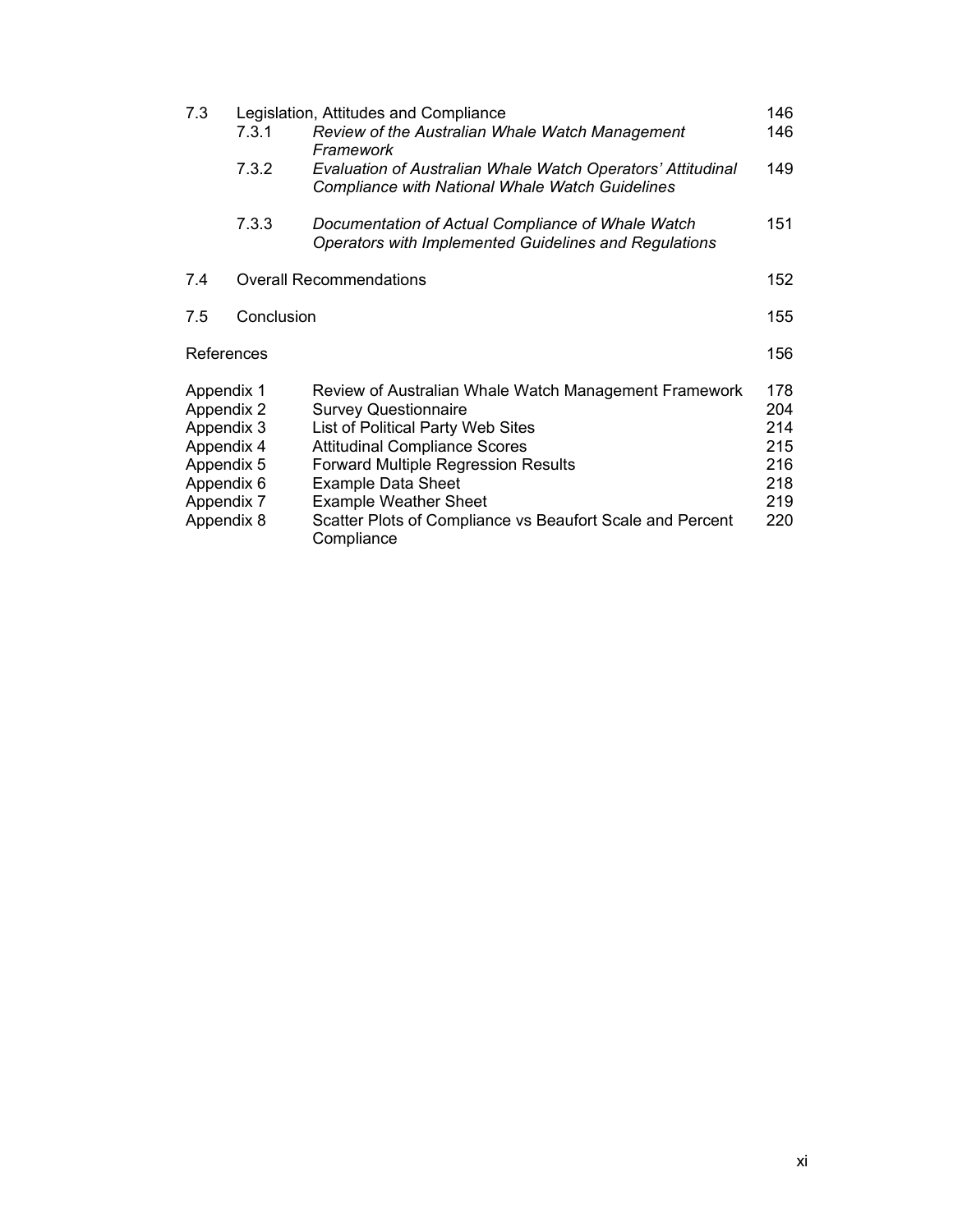| | | | |
|---|---|---|---|
| 7.3 | Legislation, Attitudes and Compliance | | 146 |
| | 7.3.1 | *Review of the Australian Whale Watch Management Framework* | 146 |
| | 7.3.2 | *Evaluation of Australian Whale Watch Operators' Attitudinal Compliance with National Whale Watch Guidelines* | 149 |
| | 7.3.3 | *Documentation of Actual Compliance of Whale Watch Operators with Implemented Guidelines and Regulations* | 151 |
| 7.4 | Overall Recommendations | | 152 |
| 7.5 | Conclusion | | 155 |
| References | | | 156 |

| | | |
|---|---|---|
| Appendix 1 | Review of Australian Whale Watch Management Framework | 178 |
| Appendix 2 | Survey Questionnaire | 204 |
| Appendix 3 | List of Political Party Web Sites | 214 |
| Appendix 4 | Attitudinal Compliance Scores | 215 |
| Appendix 5 | Forward Multiple Regression Results | 216 |
| Appendix 6 | Example Data Sheet | 218 |
| Appendix 7 | Example Weather Sheet | 219 |
| Appendix 8 | Scatter Plots of Compliance vs Beaufort Scale and Percent Compliance | 220 |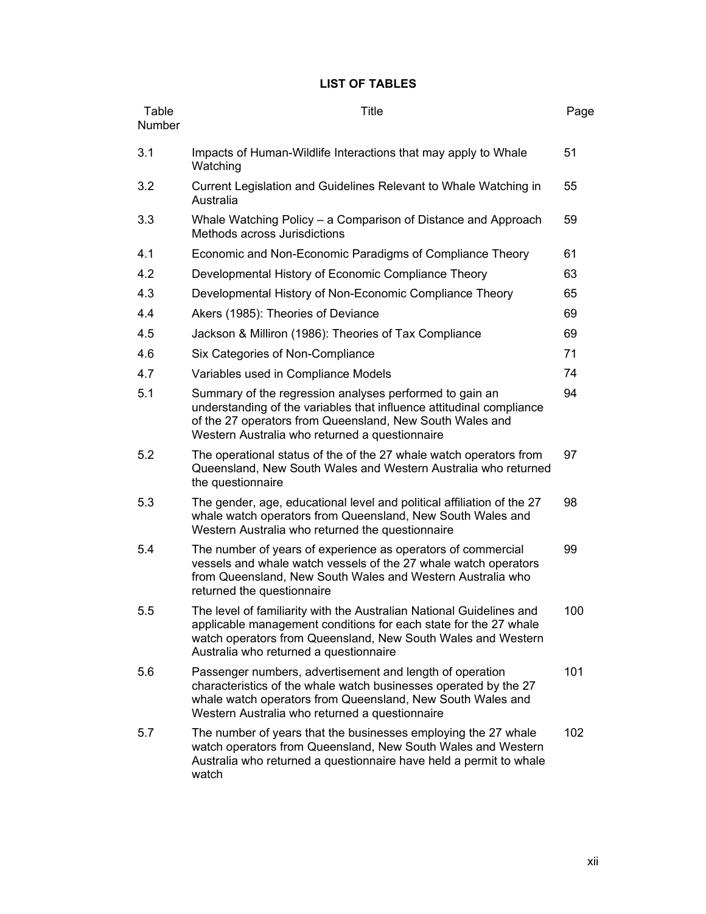# LIST OF TABLES

| Table Number | Title | Page |
|---|---|---|
| 3.1 | Impacts of Human-Wildlife Interactions that may apply to Whale Watching | 51 |
| 3.2 | Current Legislation and Guidelines Relevant to Whale Watching in Australia | 55 |
| 3.3 | Whale Watching Policy – a Comparison of Distance and Approach Methods across Jurisdictions | 59 |
| 4.1 | Economic and Non-Economic Paradigms of Compliance Theory | 61 |
| 4.2 | Developmental History of Economic Compliance Theory | 63 |
| 4.3 | Developmental History of Non-Economic Compliance Theory | 65 |
| 4.4 | Akers (1985): Theories of Deviance | 69 |
| 4.5 | Jackson & Milliron (1986): Theories of Tax Compliance | 69 |
| 4.6 | Six Categories of Non-Compliance | 71 |
| 4.7 | Variables used in Compliance Models | 74 |
| 5.1 | Summary of the regression analyses performed to gain an understanding of the variables that influence attitudinal compliance of the 27 operators from Queensland, New South Wales and Western Australia who returned a questionnaire | 94 |
| 5.2 | The operational status of the of the 27 whale watch operators from Queensland, New South Wales and Western Australia who returned the questionnaire | 97 |
| 5.3 | The gender, age, educational level and political affiliation of the 27 whale watch operators from Queensland, New South Wales and Western Australia who returned the questionnaire | 98 |
| 5.4 | The number of years of experience as operators of commercial vessels and whale watch vessels of the 27 whale watch operators from Queensland, New South Wales and Western Australia who returned the questionnaire | 99 |
| 5.5 | The level of familiarity with the Australian National Guidelines and applicable management conditions for each state for the 27 whale watch operators from Queensland, New South Wales and Western Australia who returned a questionnaire | 100 |
| 5.6 | Passenger numbers, advertisement and length of operation characteristics of the whale watch businesses operated by the 27 whale watch operators from Queensland, New South Wales and Western Australia who returned a questionnaire | 101 |
| 5.7 | The number of years that the businesses employing the 27 whale watch operators from Queensland, New South Wales and Western Australia who returned a questionnaire have held a permit to whale watch | 102 |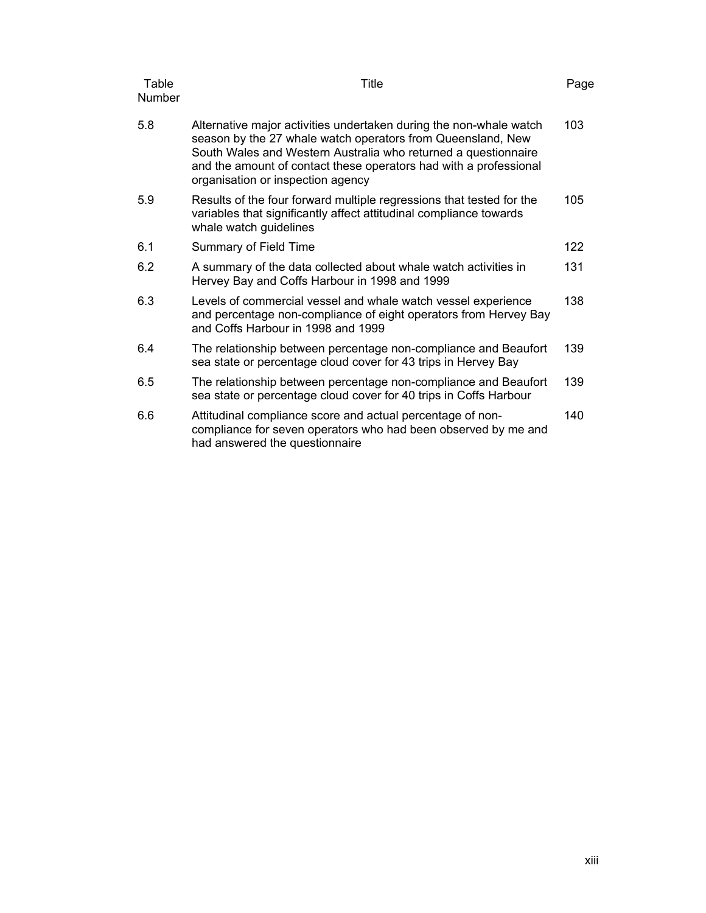| Table Number | Title | Page |
| --- | --- | --- |
| 5.8 | Alternative major activities undertaken during the non-whale watch season by the 27 whale watch operators from Queensland, New South Wales and Western Australia who returned a questionnaire and the amount of contact these operators had with a professional organisation or inspection agency | 103 |
| 5.9 | Results of the four forward multiple regressions that tested for the variables that significantly affect attitudinal compliance towards whale watch guidelines | 105 |
| 6.1 | Summary of Field Time | 122 |
| 6.2 | A summary of the data collected about whale watch activities in Hervey Bay and Coffs Harbour in 1998 and 1999 | 131 |
| 6.3 | Levels of commercial vessel and whale watch vessel experience and percentage non-compliance of eight operators from Hervey Bay and Coffs Harbour in 1998 and 1999 | 138 |
| 6.4 | The relationship between percentage non-compliance and Beaufort sea state or percentage cloud cover for 43 trips in Hervey Bay | 139 |
| 6.5 | The relationship between percentage non-compliance and Beaufort sea state or percentage cloud cover for 40 trips in Coffs Harbour | 139 |
| 6.6 | Attitudinal compliance score and actual percentage of non-compliance for seven operators who had been observed by me and had answered the questionnaire | 140 |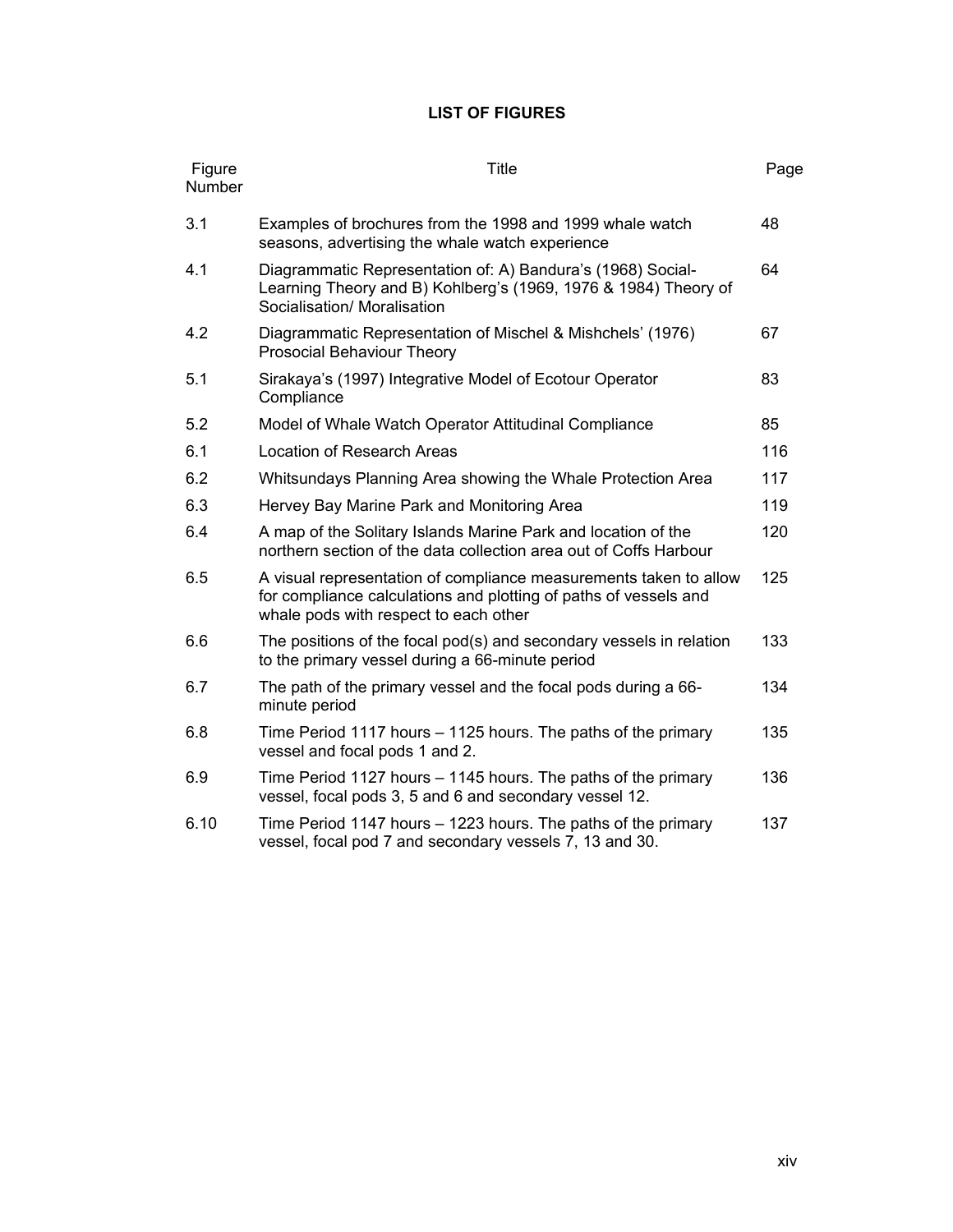## LIST OF FIGURES

| Figure Number | Title | Page |
|---|---|---|
| 3.1 | Examples of brochures from the 1998 and 1999 whale watch seasons, advertising the whale watch experience | 48 |
| 4.1 | Diagrammatic Representation of: A) Bandura's (1968) Social-Learning Theory and B) Kohlberg's (1969, 1976 & 1984) Theory of Socialisation/ Moralisation | 64 |
| 4.2 | Diagrammatic Representation of Mischel & Mishchels' (1976) Prosocial Behaviour Theory | 67 |
| 5.1 | Sirakaya's (1997) Integrative Model of Ecotour Operator Compliance | 83 |
| 5.2 | Model of Whale Watch Operator Attitudinal Compliance | 85 |
| 6.1 | Location of Research Areas | 116 |
| 6.2 | Whitsundays Planning Area showing the Whale Protection Area | 117 |
| 6.3 | Hervey Bay Marine Park and Monitoring Area | 119 |
| 6.4 | A map of the Solitary Islands Marine Park and location of the northern section of the data collection area out of Coffs Harbour | 120 |
| 6.5 | A visual representation of compliance measurements taken to allow for compliance calculations and plotting of paths of vessels and whale pods with respect to each other | 125 |
| 6.6 | The positions of the focal pod(s) and secondary vessels in relation to the primary vessel during a 66-minute period | 133 |
| 6.7 | The path of the primary vessel and the focal pods during a 66-minute period | 134 |
| 6.8 | Time Period 1117 hours – 1125 hours. The paths of the primary vessel and focal pods 1 and 2. | 135 |
| 6.9 | Time Period 1127 hours – 1145 hours. The paths of the primary vessel, focal pods 3, 5 and 6 and secondary vessel 12. | 136 |
| 6.10 | Time Period 1147 hours – 1223 hours. The paths of the primary vessel, focal pod 7 and secondary vessels 7, 13 and 30. | 137 |